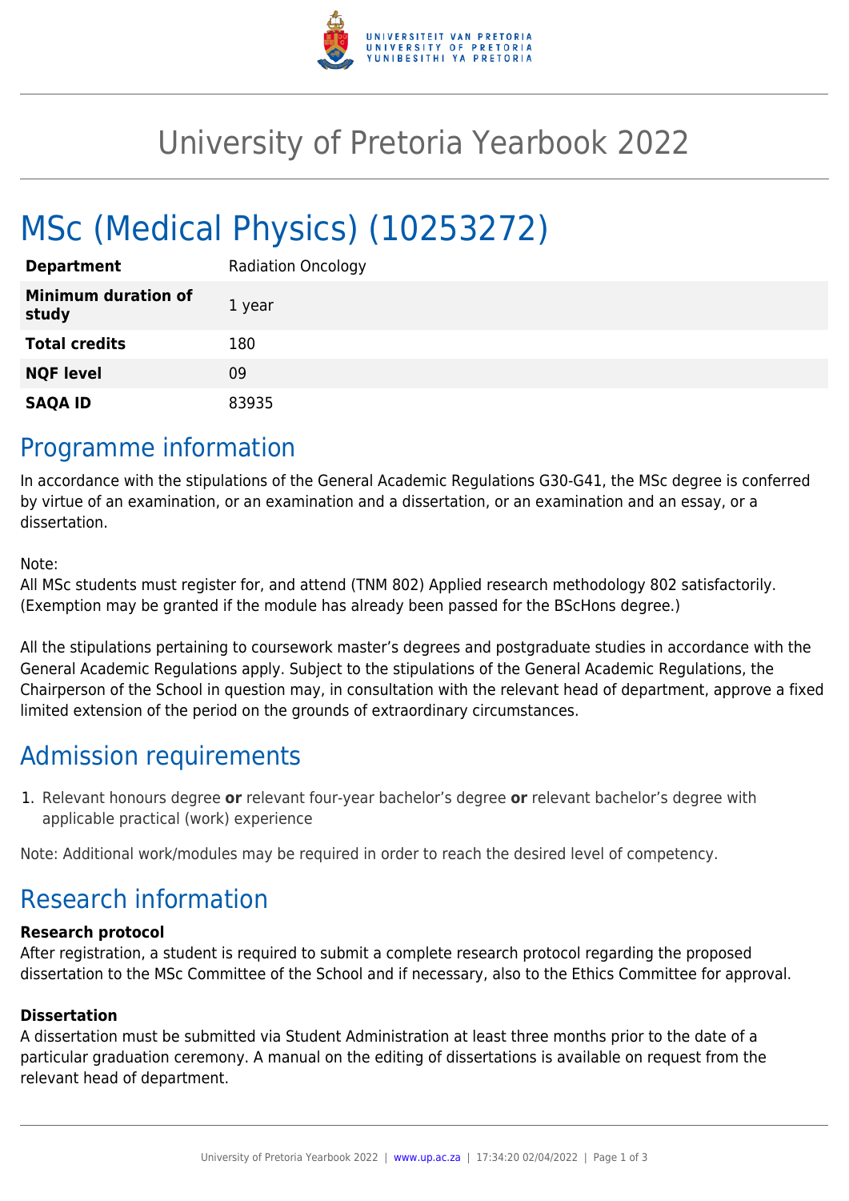# University of Pretoria Yearbook 2022

# MSc (Medical Physics) (10253272)

| **Department** | Radiation Oncology |
| --- | --- |
| **Minimum duration of study** | 1 year |
| **Total credits** | 180 |
| **NQF level** | 09 |
| **SAQA ID** | 83935 |

## Programme information

In accordance with the stipulations of the General Academic Regulations G30-G41, the MSc degree is conferred by virtue of an examination, or an examination and a dissertation, or an examination and an essay, or a dissertation.

Note:
All MSc students must register for, and attend (TNM 802) Applied research methodology 802 satisfactorily. (Exemption may be granted if the module has already been passed for the BScHons degree.)

All the stipulations pertaining to coursework master's degrees and postgraduate studies in accordance with the General Academic Regulations apply. Subject to the stipulations of the General Academic Regulations, the Chairperson of the School in question may, in consultation with the relevant head of department, approve a fixed limited extension of the period on the grounds of extraordinary circumstances.

## Admission requirements

1. Relevant honours degree **or** relevant four-year bachelor's degree **or** relevant bachelor's degree with applicable practical (work) experience

Note: Additional work/modules may be required in order to reach the desired level of competency.

## Research information

**Research protocol**
After registration, a student is required to submit a complete research protocol regarding the proposed dissertation to the MSc Committee of the School and if necessary, also to the Ethics Committee for approval.

**Dissertation**
A dissertation must be submitted via Student Administration at least three months prior to the date of a particular graduation ceremony. A manual on the editing of dissertations is available on request from the relevant head of department.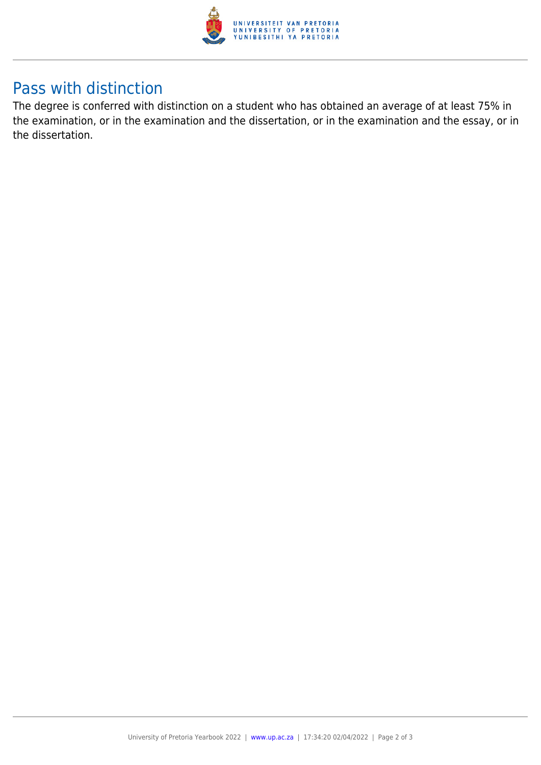## Pass with distinction

The degree is conferred with distinction on a student who has obtained an average of at least 75% in the examination, or in the examination and the dissertation, or in the examination and the essay, or in the dissertation.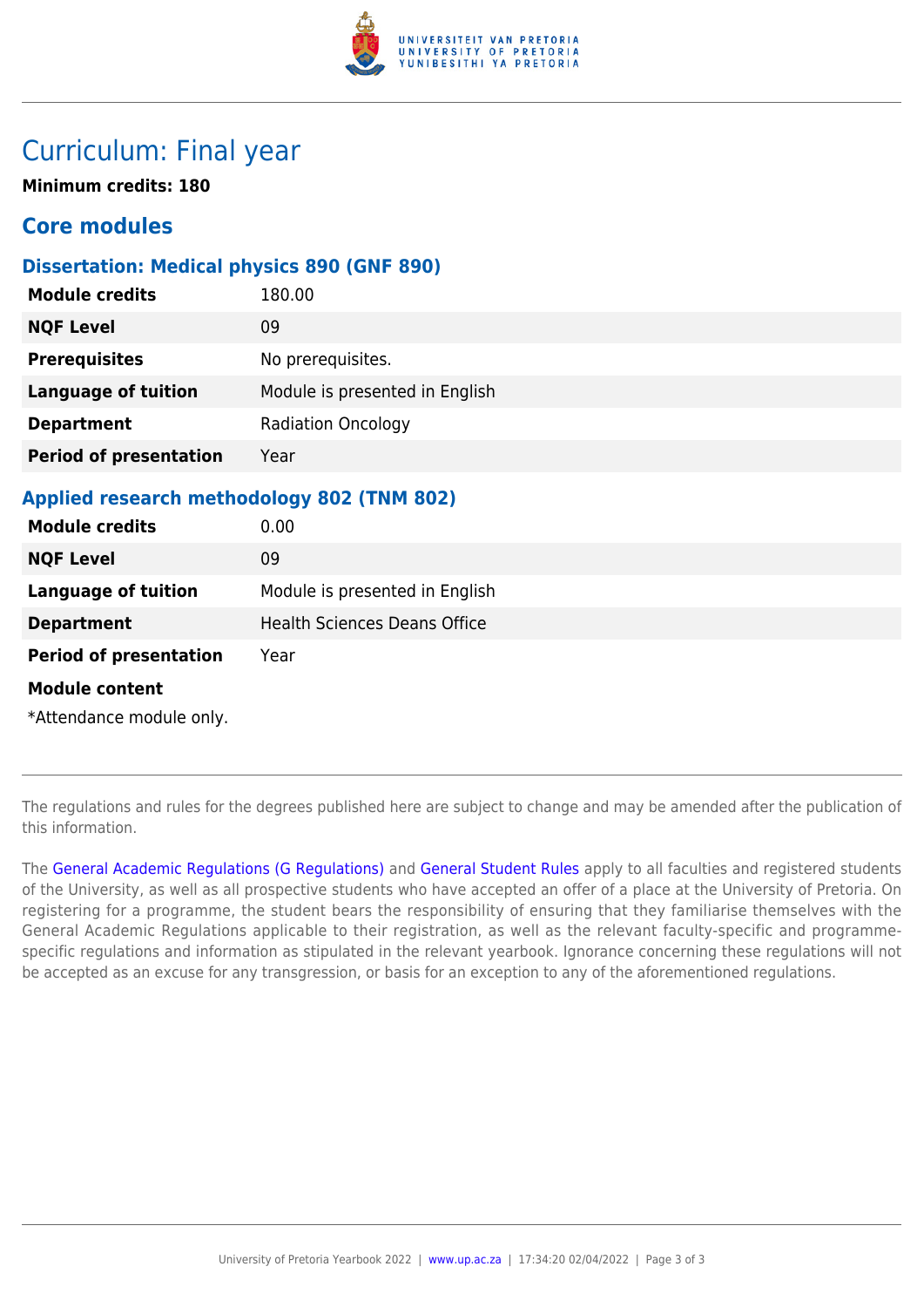# Curriculum: Final year

**Minimum credits: 180**

## Core modules

### Dissertation: Medical physics 890 (GNF 890)

| | |
|---|---|
| **Module credits** | 180.00 |
| **NQF Level** | 09 |
| **Prerequisites** | No prerequisites. |
| **Language of tuition** | Module is presented in English |
| **Department** | Radiation Oncology |
| **Period of presentation** | Year |

### Applied research methodology 802 (TNM 802)

| | |
|---|---|
| **Module credits** | 0.00 |
| **NQF Level** | 09 |
| **Language of tuition** | Module is presented in English |
| **Department** | Health Sciences Deans Office |
| **Period of presentation** | Year |

**Module content**

*Attendance module only.

The regulations and rules for the degrees published here are subject to change and may be amended after the publication of this information.

The General Academic Regulations (G Regulations) and General Student Rules apply to all faculties and registered students of the University, as well as all prospective students who have accepted an offer of a place at the University of Pretoria. On registering for a programme, the student bears the responsibility of ensuring that they familiarise themselves with the General Academic Regulations applicable to their registration, as well as the relevant faculty-specific and programme-specific regulations and information as stipulated in the relevant yearbook. Ignorance concerning these regulations will not be accepted as an excuse for any transgression, or basis for an exception to any of the aforementioned regulations.